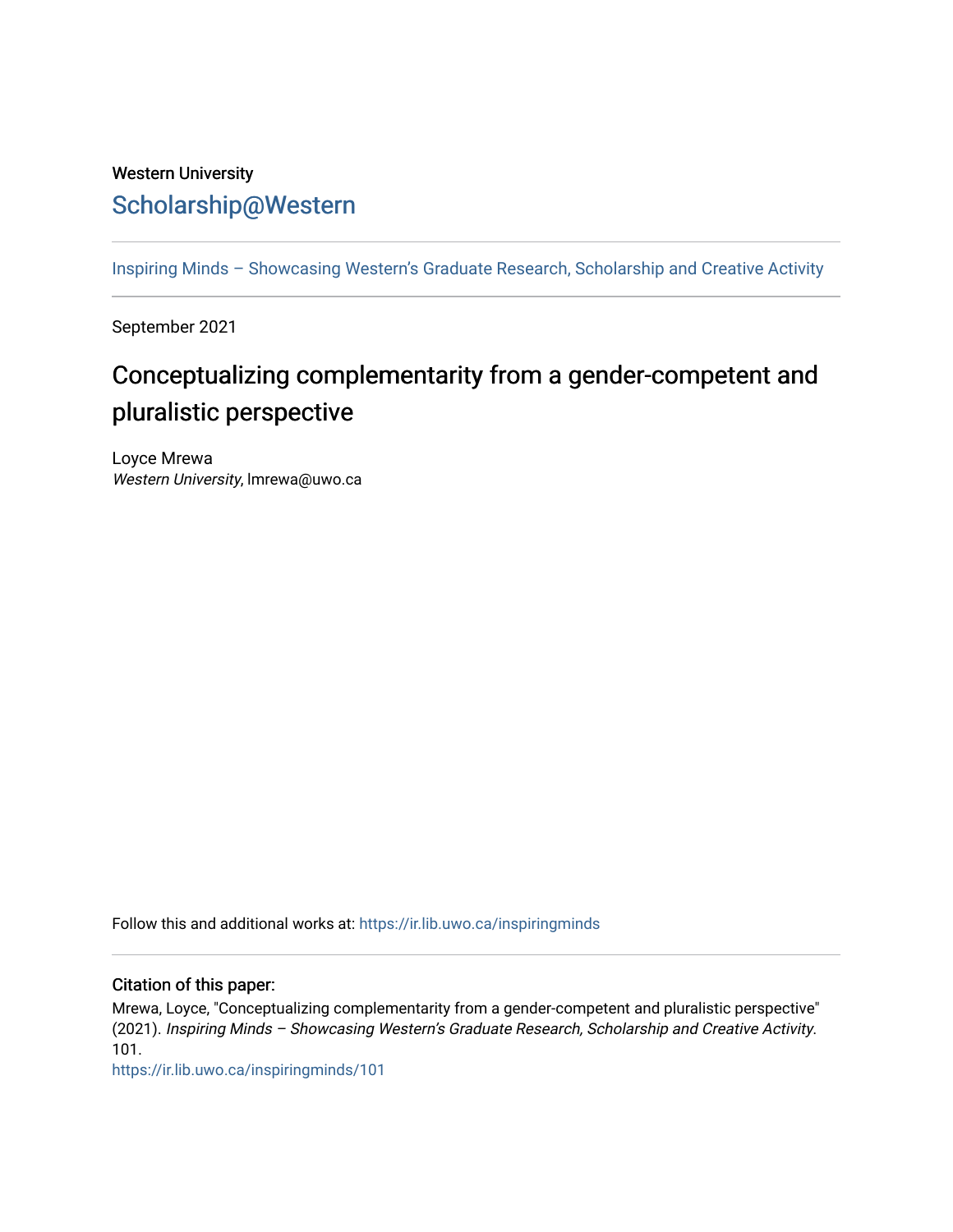Western University

# Scholarship@Western

Inspiring Minds – Showcasing Western's Graduate Research, Scholarship and Creative Activity

September 2021

## Conceptualizing complementarity from a gender-competent and pluralistic perspective

Loyce Mrewa
*Western University*, lmrewa@uwo.ca

Follow this and additional works at: https://ir.lib.uwo.ca/inspiringminds

### Citation of this paper:

Mrewa, Loyce, "Conceptualizing complementarity from a gender-competent and pluralistic perspective" (2021). *Inspiring Minds – Showcasing Western's Graduate Research, Scholarship and Creative Activity*. 101.
https://ir.lib.uwo.ca/inspiringminds/101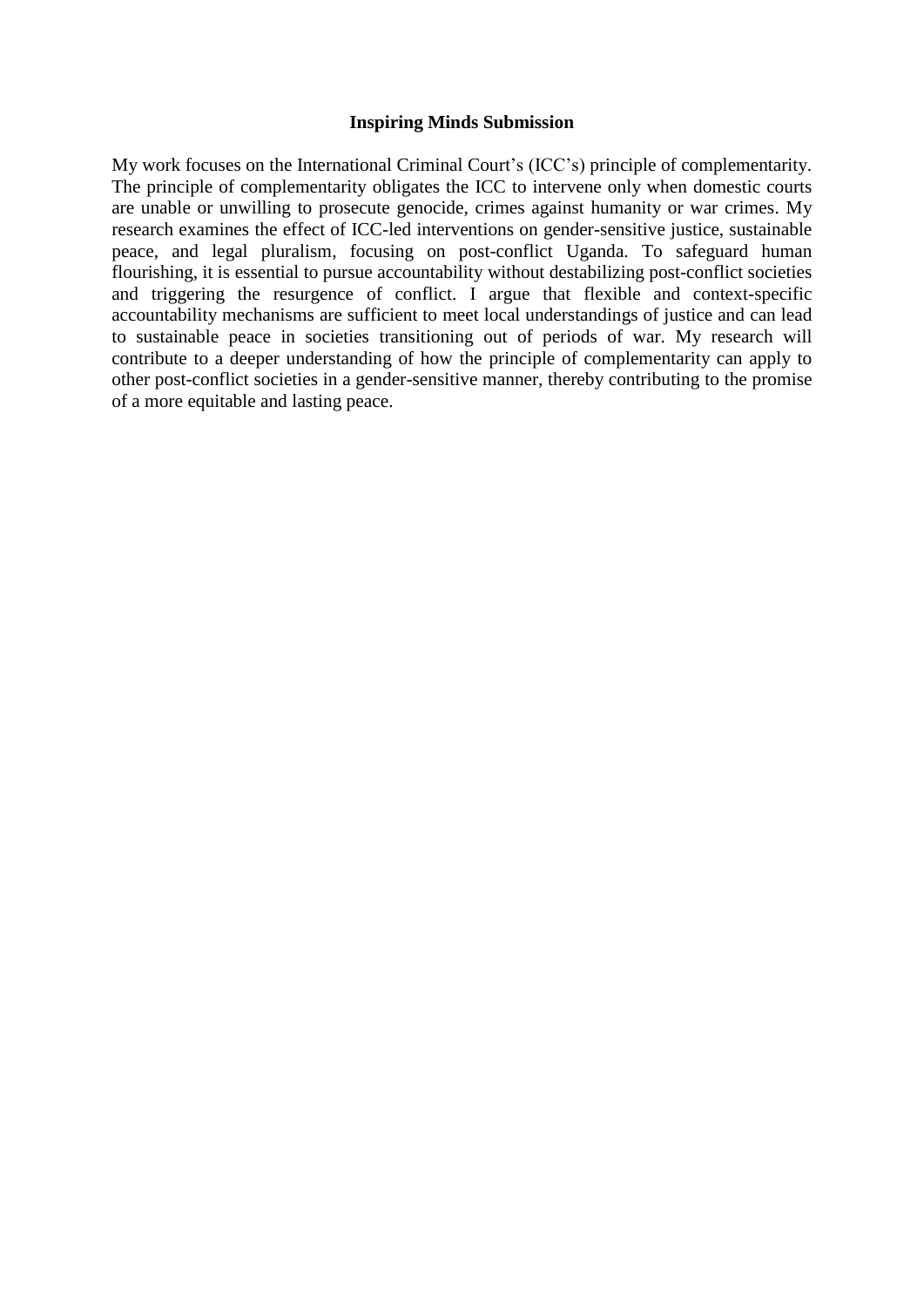# Inspiring Minds Submission

My work focuses on the International Criminal Court's (ICC's) principle of complementarity. The principle of complementarity obligates the ICC to intervene only when domestic courts are unable or unwilling to prosecute genocide, crimes against humanity or war crimes. My research examines the effect of ICC-led interventions on gender-sensitive justice, sustainable peace, and legal pluralism, focusing on post-conflict Uganda. To safeguard human flourishing, it is essential to pursue accountability without destabilizing post-conflict societies and triggering the resurgence of conflict. I argue that flexible and context-specific accountability mechanisms are sufficient to meet local understandings of justice and can lead to sustainable peace in societies transitioning out of periods of war. My research will contribute to a deeper understanding of how the principle of complementarity can apply to other post-conflict societies in a gender-sensitive manner, thereby contributing to the promise of a more equitable and lasting peace.